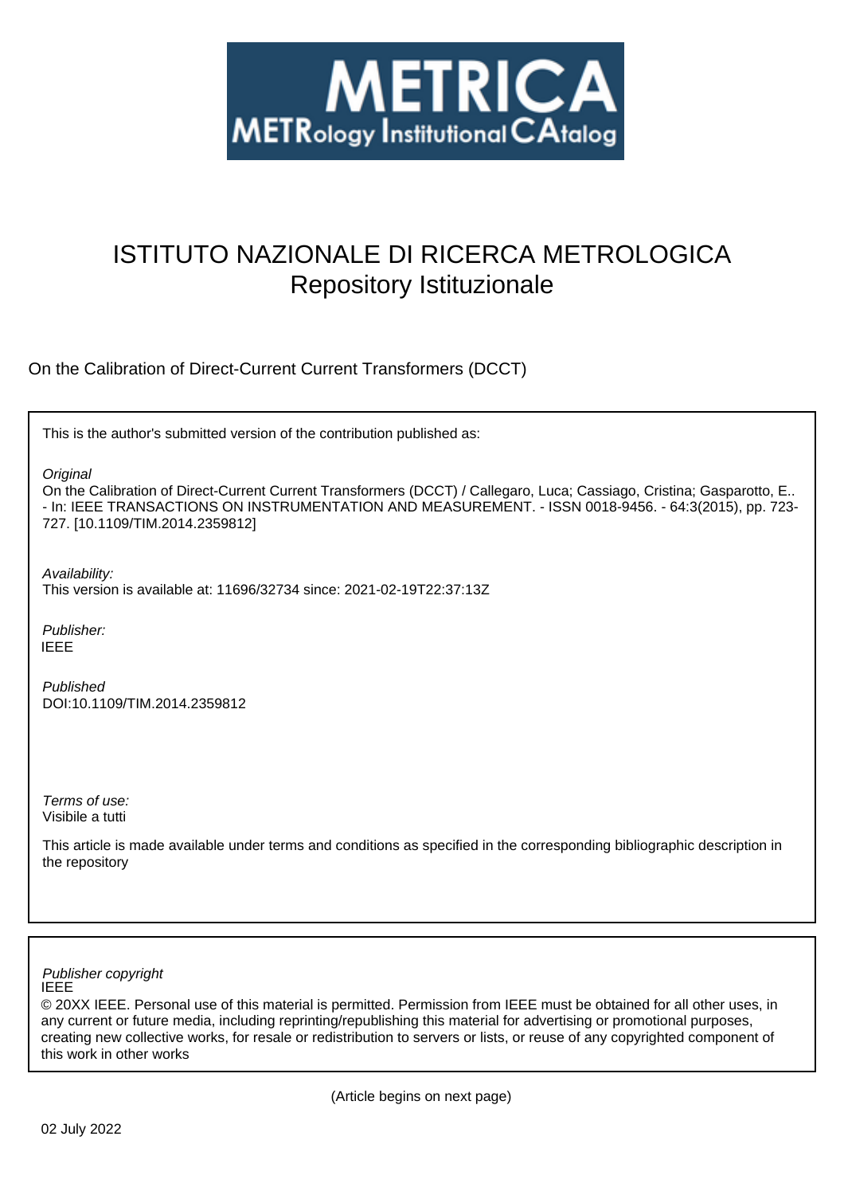METRICA

METRology Institutional CAtalog

# ISTITUTO NAZIONALE DI RICERCA METROLOGICA
Repository Istituzionale

On the Calibration of Direct-Current Current Transformers (DCCT)

This is the author's submitted version of the contribution published as:

*Original*
On the Calibration of Direct-Current Current Transformers (DCCT) / Callegaro, Luca; Cassiago, Cristina; Gasparotto, E.. - In: IEEE TRANSACTIONS ON INSTRUMENTATION AND MEASUREMENT. - ISSN 0018-9456. - 64:3(2015), pp. 723-727. [10.1109/TIM.2014.2359812]

*Availability:*
This version is available at: 11696/32734 since: 2021-02-19T22:37:13Z

*Publisher:*
IEEE

*Published*
DOI:10.1109/TIM.2014.2359812

*Terms of use:*
Visibile a tutti

This article is made available under terms and conditions as specified in the corresponding bibliographic description in the repository

*Publisher copyright*
IEEE
© 20XX IEEE. Personal use of this material is permitted. Permission from IEEE must be obtained for all other uses, in any current or future media, including reprinting/republishing this material for advertising or promotional purposes, creating new collective works, for resale or redistribution to servers or lists, or reuse of any copyrighted component of this work in other works

(Article begins on next page)

02 July 2022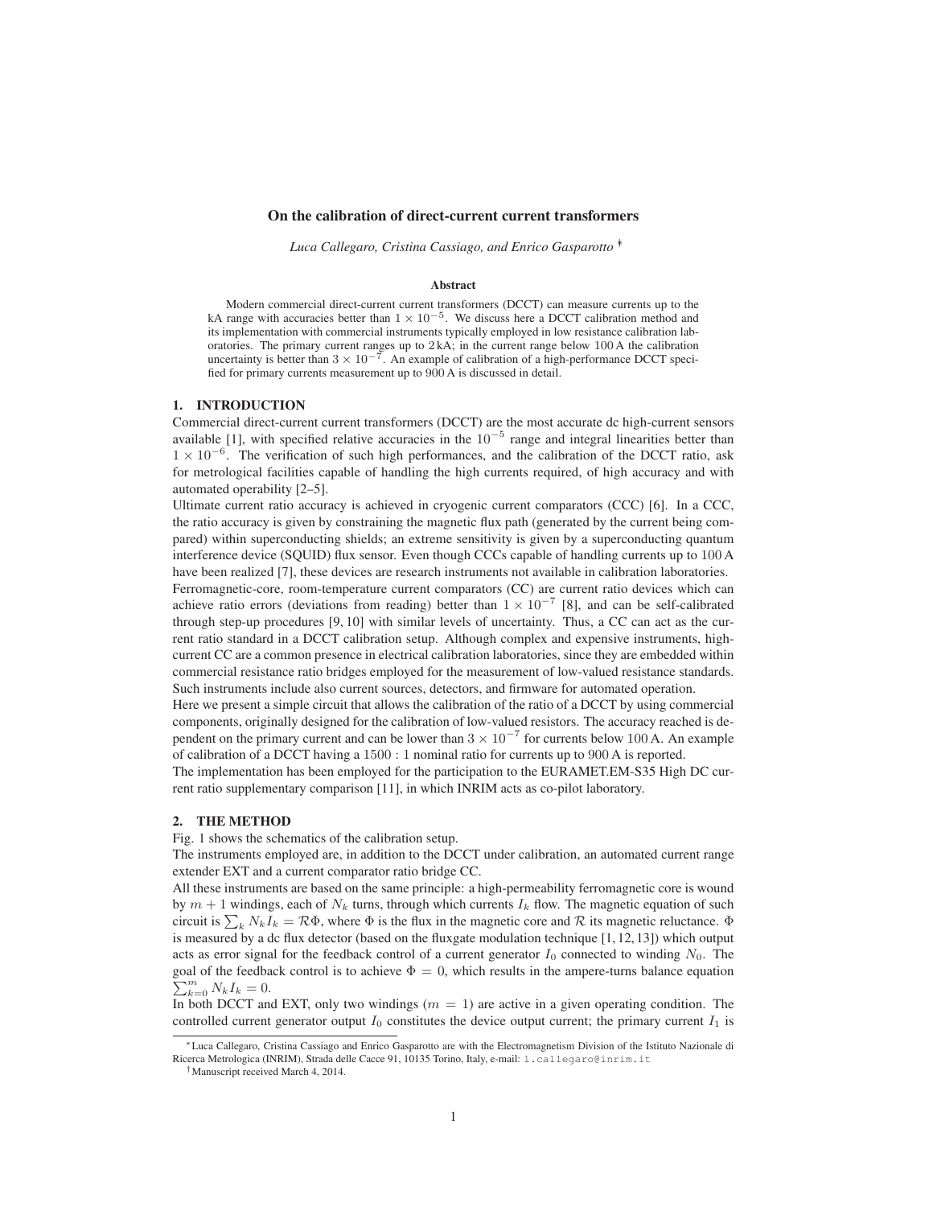# On the calibration of direct-current current transformers

*Luca Callegaro, Cristina Cassiago, and Enrico Gasparotto* [*] [†]

### Abstract

Modern commercial direct-current current transformers (DCCT) can measure currents up to the kA range with accuracies better than $1 \times 10^{-5}$. We discuss here a DCCT calibration method and its implementation with commercial instruments typically employed in low resistance calibration laboratories. The primary current ranges up to 2 kA; in the current range below 100 A the calibration uncertainty is better than $3 \times 10^{-7}$. An example of calibration of a high-performance DCCT specified for primary currents measurement up to 900 A is discussed in detail.

## 1. INTRODUCTION

Commercial direct-current current transformers (DCCT) are the most accurate dc high-current sensors available [1], with specified relative accuracies in the $10^{-5}$ range and integral linearities better than $1 \times 10^{-6}$. The verification of such high performances, and the calibration of the DCCT ratio, ask for metrological facilities capable of handling the high currents required, of high accuracy and with automated operability [2–5].

Ultimate current ratio accuracy is achieved in cryogenic current comparators (CCC) [6]. In a CCC, the ratio accuracy is given by constraining the magnetic flux path (generated by the current being compared) within superconducting shields; an extreme sensitivity is given by a superconducting quantum interference device (SQUID) flux sensor. Even though CCCs capable of handling currents up to 100 A have been realized [7], these devices are research instruments not available in calibration laboratories.

Ferromagnetic-core, room-temperature current comparators (CC) are current ratio devices which can achieve ratio errors (deviations from reading) better than $1 \times 10^{-7}$ [8], and can be self-calibrated through step-up procedures [9, 10] with similar levels of uncertainty. Thus, a CC can act as the current ratio standard in a DCCT calibration setup. Although complex and expensive instruments, high-current CC are a common presence in electrical calibration laboratories, since they are embedded within commercial resistance ratio bridges employed for the measurement of low-valued resistance standards. Such instruments include also current sources, detectors, and firmware for automated operation.

Here we present a simple circuit that allows the calibration of the ratio of a DCCT by using commercial components, originally designed for the calibration of low-valued resistors. The accuracy reached is dependent on the primary current and can be lower than $3 \times 10^{-7}$ for currents below 100 A. An example of calibration of a DCCT having a $1500 : 1$ nominal ratio for currents up to 900 A is reported.

The implementation has been employed for the participation to the EURAMET.EM-S35 High DC current ratio supplementary comparison [11], in which INRIM acts as co-pilot laboratory.

## 2. THE METHOD

Fig. 1 shows the schematics of the calibration setup.

The instruments employed are, in addition to the DCCT under calibration, an automated current range extender EXT and a current comparator ratio bridge CC.

All these instruments are based on the same principle: a high-permeability ferromagnetic core is wound by $m + 1$ windings, each of $N_k$ turns, through which currents $I_k$ flow. The magnetic equation of such circuit is $\sum_k N_k I_k = \mathcal{R}\Phi$, where $\Phi$ is the flux in the magnetic core and $\mathcal{R}$ its magnetic reluctance. $\Phi$ is measured by a dc flux detector (based on the fluxgate modulation technique [1, 12, 13]) which output acts as error signal for the feedback control of a current generator $I_0$ connected to winding $N_0$. The goal of the feedback control is to achieve $\Phi = 0$, which results in the ampere-turns balance equation $\sum_{k=0}^{m} N_k I_k = 0$.

In both DCCT and EXT, only two windings ($m = 1$) are active in a given operating condition. The controlled current generator output $I_0$ constitutes the device output current; the primary current $I_1$ is

[*] Luca Callegaro, Cristina Cassiago and Enrico Gasparotto are with the Electromagnetism Division of the Istituto Nazionale di Ricerca Metrologica (INRIM), Strada delle Cacce 91, 10135 Torino, Italy, e-mail: l.callegaro@inrim.it

[†] Manuscript received March 4, 2014.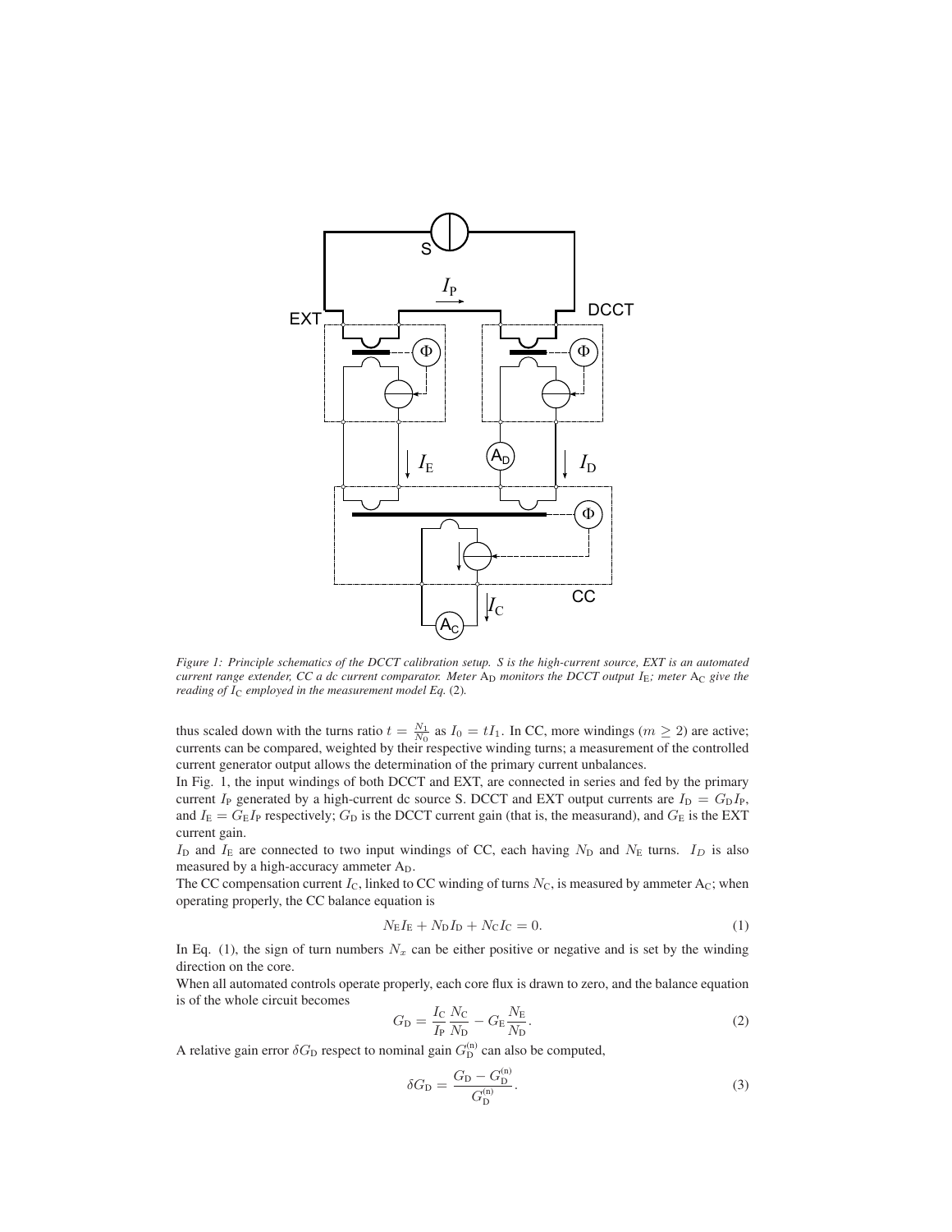*Figure 1: Principle schematics of the DCCT calibration setup. S is the high-current source, EXT is an automated current range extender, CC a dc current comparator. Meter $A_D$ monitors the DCCT output $I_E$; meter $A_C$ give the reading of $I_C$ employed in the measurement model Eq. (2).*

thus scaled down with the turns ratio $t = \frac{N_1}{N_0}$ as $I_0 = tI_1$. In CC, more windings ($m \geq 2$) are active; currents can be compared, weighted by their respective winding turns; a measurement of the controlled current generator output allows the determination of the primary current unbalances.

In Fig. 1, the input windings of both DCCT and EXT, are connected in series and fed by the primary current $I_P$ generated by a high-current dc source S. DCCT and EXT output currents are $I_D = G_D I_P$, and $I_E = G_E I_P$ respectively; $G_D$ is the DCCT current gain (that is, the measurand), and $G_E$ is the EXT current gain.

$I_D$ and $I_E$ are connected to two input windings of CC, each having $N_D$ and $N_E$ turns. $I_D$ is also measured by a high-accuracy ammeter $A_D$.

The CC compensation current $I_C$, linked to CC winding of turns $N_C$, is measured by ammeter $A_C$; when operating properly, the CC balance equation is

$$N_E I_E + N_D I_D + N_C I_C = 0. \tag{1}$$

In Eq. (1), the sign of turn numbers $N_x$ can be either positive or negative and is set by the winding direction on the core.

When all automated controls operate properly, each core flux is drawn to zero, and the balance equation is of the whole circuit becomes

$$G_D = \frac{I_C}{I_P}\frac{N_C}{N_D} - G_E\frac{N_E}{N_D}. \tag{2}$$

A relative gain error $\delta G_D$ respect to nominal gain $G_D^{(n)}$ can also be computed,

$$\delta G_D = \frac{G_D - G_D^{(n)}}{G_D^{(n)}}. \tag{3}$$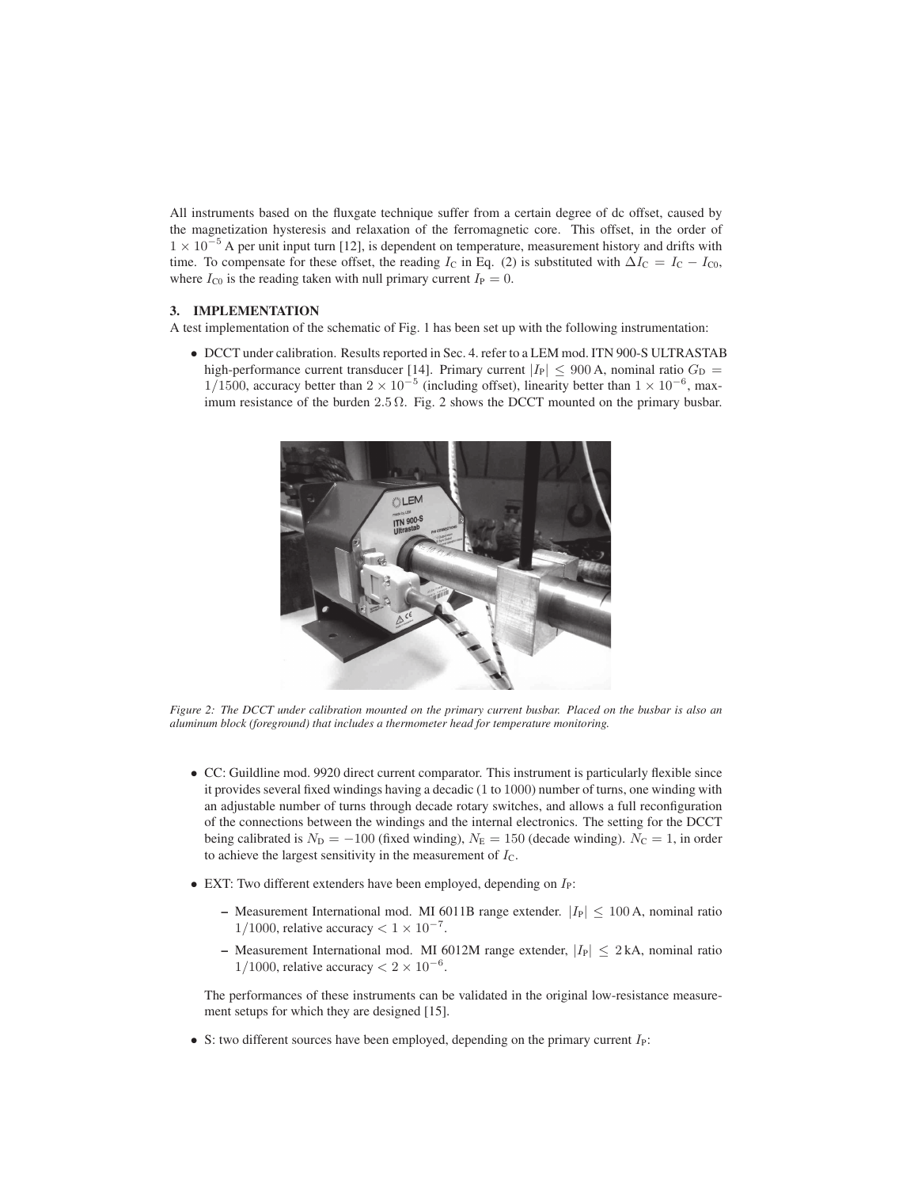All instruments based on the fluxgate technique suffer from a certain degree of dc offset, caused by the magnetization hysteresis and relaxation of the ferromagnetic core. This offset, in the order of $1 \times 10^{-5}$ A per unit input turn [12], is dependent on temperature, measurement history and drifts with time. To compensate for these offset, the reading $I_C$ in Eq. (2) is substituted with $\Delta I_C = I_C - I_{C0}$, where $I_{C0}$ is the reading taken with null primary current $I_P = 0$.

### 3. IMPLEMENTATION

A test implementation of the schematic of Fig. 1 has been set up with the following instrumentation:

- DCCT under calibration. Results reported in Sec. 4. refer to a LEM mod. ITN 900-S ULTRASTAB high-performance current transducer [14]. Primary current $|I_P| \leq 900$ A, nominal ratio $G_D = 1/1500$, accuracy better than $2 \times 10^{-5}$ (including offset), linearity better than $1 \times 10^{-6}$, maximum resistance of the burden $2.5\,\Omega$. Fig. 2 shows the DCCT mounted on the primary busbar.

*Figure 2: The DCCT under calibration mounted on the primary current busbar. Placed on the busbar is also an aluminum block (foreground) that includes a thermometer head for temperature monitoring.*

- CC: Guildline mod. 9920 direct current comparator. This instrument is particularly flexible since it provides several fixed windings having a decadic (1 to 1000) number of turns, one winding with an adjustable number of turns through decade rotary switches, and allows a full reconfiguration of the connections between the windings and the internal electronics. The setting for the DCCT being calibrated is $N_D = -100$ (fixed winding), $N_E = 150$ (decade winding). $N_C = 1$, in order to achieve the largest sensitivity in the measurement of $I_C$.
- EXT: Two different extenders have been employed, depending on $I_P$:
  - Measurement International mod. MI 6011B range extender. $|I_P| \leq 100$ A, nominal ratio $1/1000$, relative accuracy $< 1 \times 10^{-7}$.
  - Measurement International mod. MI 6012M range extender, $|I_P| \leq 2$ kA, nominal ratio $1/1000$, relative accuracy $< 2 \times 10^{-6}$.

  The performances of these instruments can be validated in the original low-resistance measurement setups for which they are designed [15].
- S: two different sources have been employed, depending on the primary current $I_P$: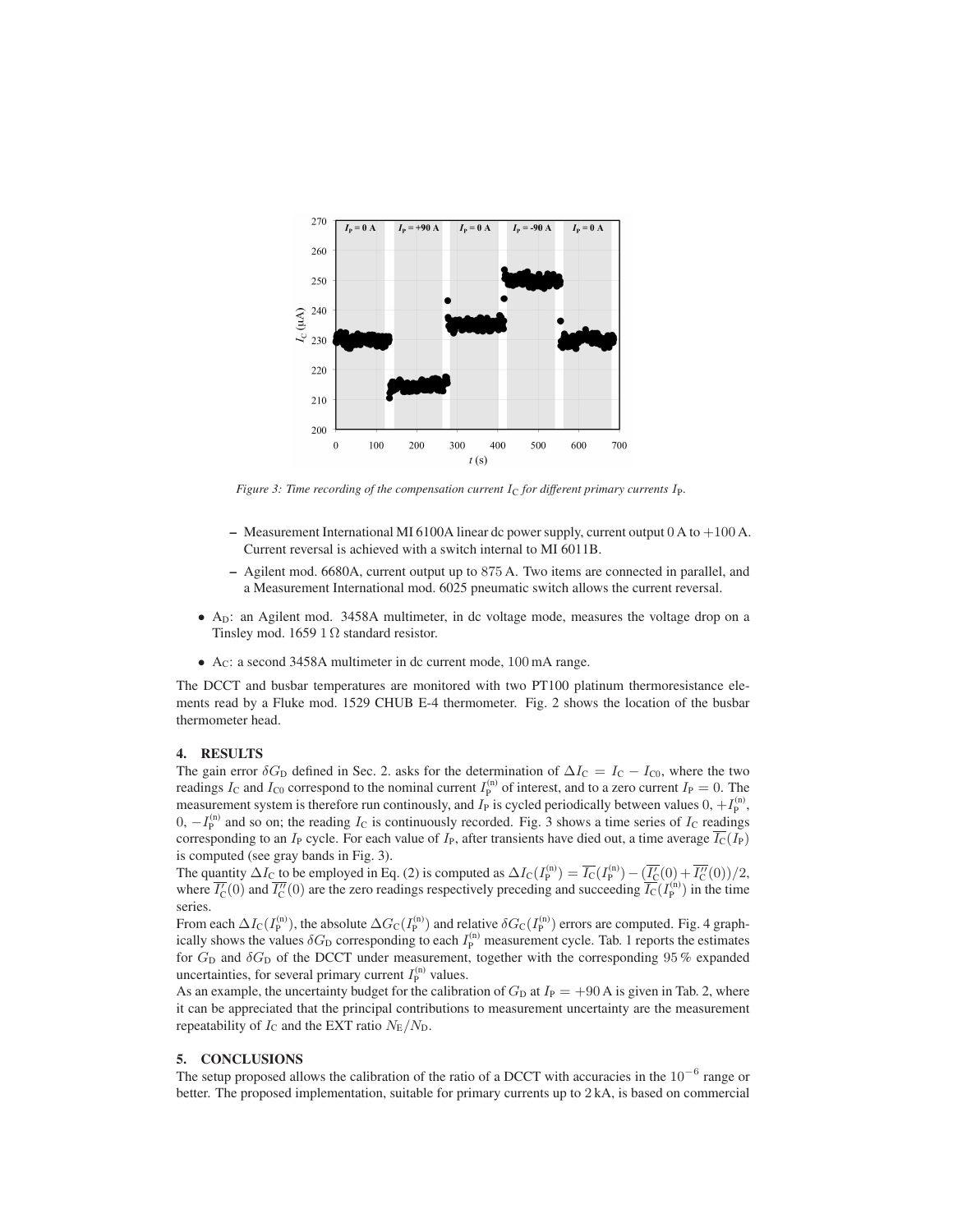*Figure 3: Time recording of the compensation current $I_C$ for different primary currents $I_P$.*

- – Measurement International MI 6100A linear dc power supply, current output 0 A to +100 A. Current reversal is achieved with a switch internal to MI 6011B.
- – Agilent mod. 6680A, current output up to 875 A. Two items are connected in parallel, and a Measurement International mod. 6025 pneumatic switch allows the current reversal.

- $A_D$: an Agilent mod. 3458A multimeter, in dc voltage mode, measures the voltage drop on a Tinsley mod. 1659 $1\,\Omega$ standard resistor.
- $A_C$: a second 3458A multimeter in dc current mode, 100 mA range.

The DCCT and busbar temperatures are monitored with two PT100 platinum thermoresistance elements read by a Fluke mod. 1529 CHUB E-4 thermometer. Fig. 2 shows the location of the busbar thermometer head.

## 4. RESULTS

The gain error $\delta G_D$ defined in Sec. 2. asks for the determination of $\Delta I_C = I_C - I_{C0}$, where the two readings $I_C$ and $I_{C0}$ correspond to the nominal current $I_P^{(n)}$ of interest, and to a zero current $I_P = 0$. The measurement system is therefore run continously, and $I_P$ is cycled periodically between values $0, +I_P^{(n)}$, $0, -I_P^{(n)}$ and so on; the reading $I_C$ is continuously recorded. Fig. 3 shows a time series of $I_C$ readings corresponding to an $I_P$ cycle. For each value of $I_P$, after transients have died out, a time average $\overline{I_C}(I_P)$ is computed (see gray bands in Fig. 3).

The quantity $\Delta I_C$ to be employed in Eq. (2) is computed as $\Delta I_C(I_P^{(n)}) = \overline{I_C}(I_P^{(n)}) - (\overline{I'_C}(0) + \overline{I''_C}(0))/2$, where $\overline{I'_C}(0)$ and $\overline{I''_C}(0)$ are the zero readings respectively preceding and succeeding $\overline{I_C}(I_P^{(n)})$ in the time series.

From each $\Delta I_C(I_P^{(n)})$, the absolute $\Delta G_C(I_P^{(n)})$ and relative $\delta G_C(I_P^{(n)})$ errors are computed. Fig. 4 graphically shows the values $\delta G_D$ corresponding to each $I_P^{(n)}$ measurement cycle. Tab. 1 reports the estimates for $G_D$ and $\delta G_D$ of the DCCT under measurement, together with the corresponding 95 % expanded uncertainties, for several primary current $I_P^{(n)}$ values.

As an example, the uncertainty budget for the calibration of $G_D$ at $I_P = +90$ A is given in Tab. 2, where it can be appreciated that the principal contributions to measurement uncertainty are the measurement repeatability of $I_C$ and the EXT ratio $N_E/N_D$.

## 5. CONCLUSIONS

The setup proposed allows the calibration of the ratio of a DCCT with accuracies in the $10^{-6}$ range or better. The proposed implementation, suitable for primary currents up to 2 kA, is based on commercial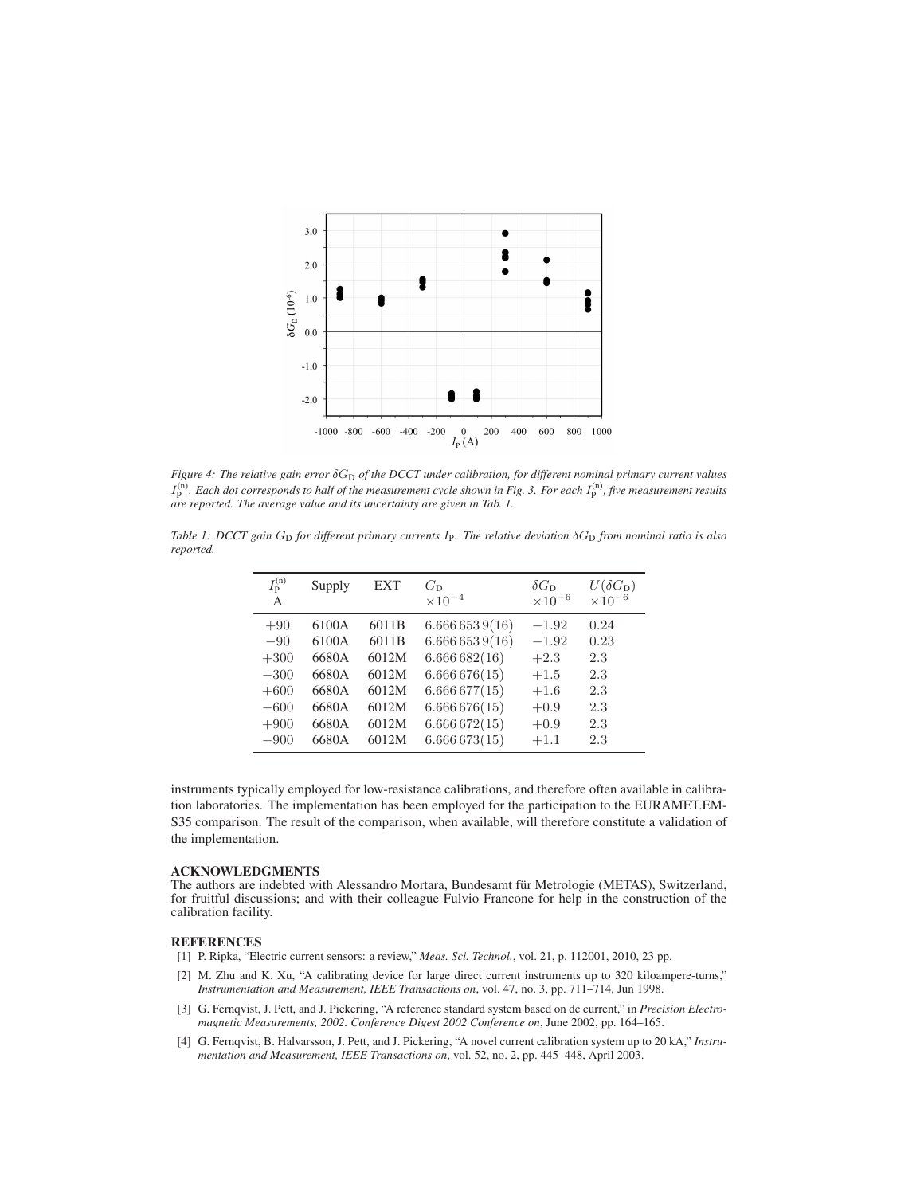*Figure 4: The relative gain error $\delta G_\mathrm{D}$ of the DCCT under calibration, for different nominal primary current values $I_\mathrm{P}^{(\mathrm{n})}$. Each dot corresponds to half of the measurement cycle shown in Fig. 3. For each $I_\mathrm{P}^{(\mathrm{n})}$, five measurement results are reported. The average value and its uncertainty are given in Tab. 1.*

*Table 1: DCCT gain $G_\mathrm{D}$ for different primary currents $I_\mathrm{P}$. The relative deviation $\delta G_\mathrm{D}$ from nominal ratio is also reported.*

| $I_\mathrm{P}^{(\mathrm{n})}$ A | Supply | EXT | $G_\mathrm{D}$ $\times 10^{-4}$ | $\delta G_\mathrm{D}$ $\times 10^{-6}$ | $U(\delta G_\mathrm{D})$ $\times 10^{-6}$ |
|---|---|---|---|---|---|
| $+90$ | 6100A | 6011B | $6.666\,653\,9(16)$ | $-1.92$ | $0.24$ |
| $-90$ | 6100A | 6011B | $6.666\,653\,9(16)$ | $-1.92$ | $0.23$ |
| $+300$ | 6680A | 6012M | $6.666\,682(16)$ | $+2.3$ | $2.3$ |
| $-300$ | 6680A | 6012M | $6.666\,676(15)$ | $+1.5$ | $2.3$ |
| $+600$ | 6680A | 6012M | $6.666\,677(15)$ | $+1.6$ | $2.3$ |
| $-600$ | 6680A | 6012M | $6.666\,676(15)$ | $+0.9$ | $2.3$ |
| $+900$ | 6680A | 6012M | $6.666\,672(15)$ | $+0.9$ | $2.3$ |
| $-900$ | 6680A | 6012M | $6.666\,673(15)$ | $+1.1$ | $2.3$ |

instruments typically employed for low-resistance calibrations, and therefore often available in calibration laboratories. The implementation has been employed for the participation to the EURAMET.EM-S35 comparison. The result of the comparison, when available, will therefore constitute a validation of the implementation.

## ACKNOWLEDGMENTS

The authors are indebted with Alessandro Mortara, Bundesamt für Metrologie (METAS), Switzerland, for fruitful discussions; and with their colleague Fulvio Francone for help in the construction of the calibration facility.

## REFERENCES

[1] P. Ripka, "Electric current sensors: a review," *Meas. Sci. Technol.*, vol. 21, p. 112001, 2010, 23 pp.

[2] M. Zhu and K. Xu, "A calibrating device for large direct current instruments up to 320 kiloampere-turns," *Instrumentation and Measurement, IEEE Transactions on*, vol. 47, no. 3, pp. 711–714, Jun 1998.

[3] G. Fernqvist, J. Pett, and J. Pickering, "A reference standard system based on dc current," in *Precision Electromagnetic Measurements, 2002. Conference Digest 2002 Conference on*, June 2002, pp. 164–165.

[4] G. Fernqvist, B. Halvarsson, J. Pett, and J. Pickering, "A novel current calibration system up to 20 kA," *Instrumentation and Measurement, IEEE Transactions on*, vol. 52, no. 2, pp. 445–448, April 2003.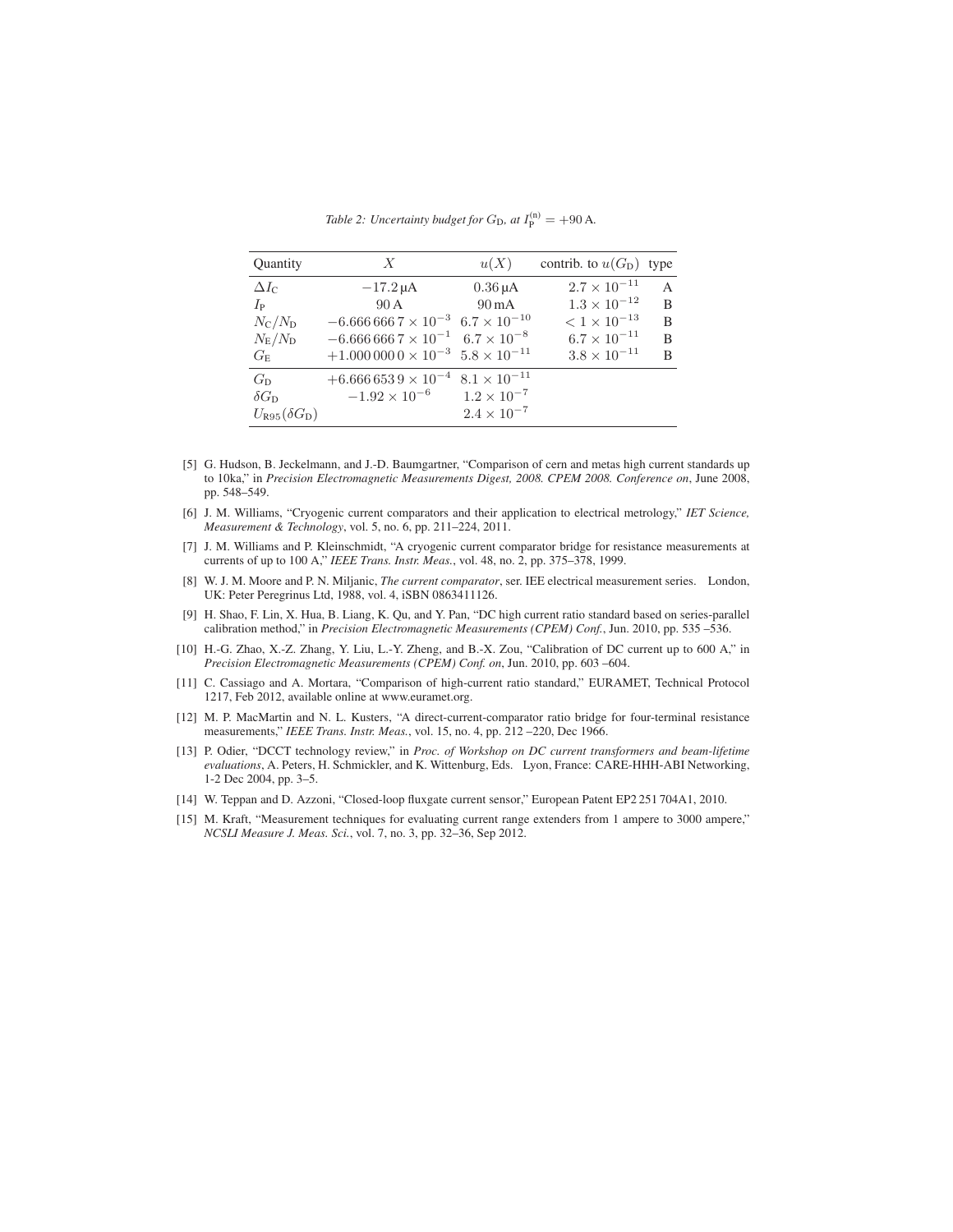*Table 2: Uncertainty budget for $G_D$, at $I_P^{(n)} = +90\,\mathrm{A}$.*

| Quantity | $X$ | $u(X)$ | contrib. to $u(G_D)$ | type |
|---|---|---|---|---|
| $\Delta I_C$ | $-17.2\,\mu\mathrm{A}$ | $0.36\,\mu\mathrm{A}$ | $2.7 \times 10^{-11}$ | A |
| $I_P$ | $90\,\mathrm{A}$ | $90\,\mathrm{mA}$ | $1.3 \times 10^{-12}$ | B |
| $N_C/N_D$ | $-6.666\,666\,7 \times 10^{-3}$ | $6.7 \times 10^{-10}$ | $< 1 \times 10^{-13}$ | B |
| $N_E/N_D$ | $-6.666\,666\,7 \times 10^{-1}$ | $6.7 \times 10^{-8}$ | $6.7 \times 10^{-11}$ | B |
| $G_E$ | $+1.000\,000\,0 \times 10^{-3}$ | $5.8 \times 10^{-11}$ | $3.8 \times 10^{-11}$ | B |
| $G_D$ | $+6.666\,653\,9 \times 10^{-4}$ | $8.1 \times 10^{-11}$ | | |
| $\delta G_D$ | $-1.92 \times 10^{-6}$ | $1.2 \times 10^{-7}$ | | |
| $U_{R95}(\delta G_D)$ | | $2.4 \times 10^{-7}$ | | |

[5] G. Hudson, B. Jeckelmann, and J.-D. Baumgartner, "Comparison of cern and metas high current standards up to 10ka," in *Precision Electromagnetic Measurements Digest, 2008. CPEM 2008. Conference on*, June 2008, pp. 548–549.

[6] J. M. Williams, "Cryogenic current comparators and their application to electrical metrology," *IET Science, Measurement & Technology*, vol. 5, no. 6, pp. 211–224, 2011.

[7] J. M. Williams and P. Kleinschmidt, "A cryogenic current comparator bridge for resistance measurements at currents of up to 100 A," *IEEE Trans. Instr. Meas.*, vol. 48, no. 2, pp. 375–378, 1999.

[8] W. J. M. Moore and P. N. Miljanic, *The current comparator*, ser. IEE electrical measurement series. London, UK: Peter Peregrinus Ltd, 1988, vol. 4, iSBN 0863411126.

[9] H. Shao, F. Lin, X. Hua, B. Liang, K. Qu, and Y. Pan, "DC high current ratio standard based on series-parallel calibration method," in *Precision Electromagnetic Measurements (CPEM) Conf.*, Jun. 2010, pp. 535 –536.

[10] H.-G. Zhao, X.-Z. Zhang, Y. Liu, L.-Y. Zheng, and B.-X. Zou, "Calibration of DC current up to 600 A," in *Precision Electromagnetic Measurements (CPEM) Conf. on*, Jun. 2010, pp. 603 –604.

[11] C. Cassiago and A. Mortara, "Comparison of high-current ratio standard," EURAMET, Technical Protocol 1217, Feb 2012, available online at www.euramet.org.

[12] M. P. MacMartin and N. L. Kusters, "A direct-current-comparator ratio bridge for four-terminal resistance measurements," *IEEE Trans. Instr. Meas.*, vol. 15, no. 4, pp. 212 –220, Dec 1966.

[13] P. Odier, "DCCT technology review," in *Proc. of Workshop on DC current transformers and beam-lifetime evaluations*, A. Peters, H. Schmickler, and K. Wittenburg, Eds. Lyon, France: CARE-HHH-ABI Networking, 1-2 Dec 2004, pp. 3–5.

[14] W. Teppan and D. Azzoni, "Closed-loop fluxgate current sensor," European Patent EP2 251 704A1, 2010.

[15] M. Kraft, "Measurement techniques for evaluating current range extenders from 1 ampere to 3000 ampere," *NCSLI Measure J. Meas. Sci.*, vol. 7, no. 3, pp. 32–36, Sep 2012.